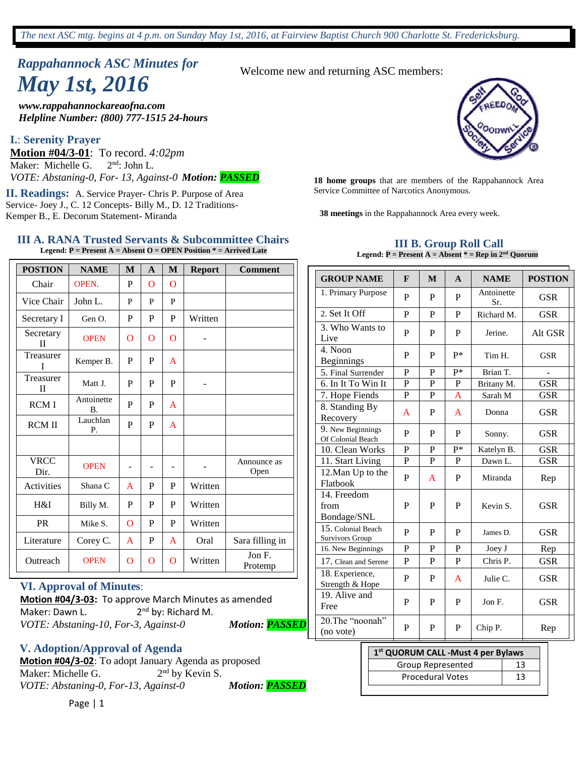*The next ASC mtg. begins at 4 p.m. on Sunday May 1st, 2016, at Fairview Baptist Church 900 Charlotte St. Fredericksburg.*

## *Rappahannock ASC Minutes for*

# *May 1st, 2016*

***www.rappahannockareaofna.com***
***Helpline Number: (800) 777-1515 24-hours***

Welcome new and returning ASC members:

**18 home groups** that are members of the Rappahannock Area Service Committee of Narcotics Anonymous.

**38 meetings** in the Rappahannock Area every week.

### I.: Serenity Prayer

**Motion #04/3-01**: To record. *4:02pm*
Maker: Michelle G. 2nd: John L.
*VOTE: Abstaning-0, For- 13, Against-0* ***Motion: PASSED***

### II. Readings:

A. Service Prayer- Chris P. Purpose of Area Service- Joey J., C. 12 Concepts- Billy M., D. 12 Traditions- Kemper B., E. Decorum Statement- Miranda

### III A. RANA Trusted Servants & Subcommittee Chairs

**Legend: P = Present A = Absent O = OPEN Position * = Arrived Late**

| POSTION | NAME | M | A | M | Report | Comment |
|---|---|---|---|---|---|---|
| Chair | OPEN. | P | O | O | | |
| Vice Chair | John L. | P | P | P | | |
| Secretary I | Gen O. | P | P | P | Written | |
| Secretary II | OPEN | O | O | O | - | |
| Treasurer I | Kemper B. | P | P | A | | |
| Treasurer II | Matt J. | P | P | P | - | |
| RCM I | Antoinette B. | P | P | A | | |
| RCM II | Lauchlan P. | P | P | A | | |
| | | | | | | |
| VRCC Dir. | OPEN | - | - | - | - | Announce as Open |
| Activities | Shana C | A | P | P | Written | |
| H&I | Billy M. | P | P | P | Written | |
| PR | Mike S. | O | P | P | Written | |
| Literature | Corey C. | A | P | A | Oral | Sara filling in |
| Outreach | OPEN | O | O | O | Written | Jon F. Protemp |

### III B. Group Roll Call

**Legend: P = Present A = Absent * = Rep in 2nd Quorum**

| GROUP NAME | F | M | A | NAME | POSTION |
|---|---|---|---|---|---|
| 1. Primary Purpose | P | P | P | Antoinette Sr. | GSR |
| 2. Set It Off | P | P | P | Richard M. | GSR |
| 3. Who Wants to Live | P | P | P | Jerine. | Alt GSR |
| 4. Noon Beginnings | P | P | P* | Tim H. | GSR |
| 5. Final Surrender | P | P | P* | Brian T. | - |
| 6. In It To Win It | P | P | P | Britany M. | GSR |
| 7. Hope Fiends | P | P | A | Sarah M | GSR |
| 8. Standing By Recovery | A | P | A | Donna | GSR |
| 9. New Beginnings Of Colonial Beach | P | P | P | Sonny. | GSR |
| 10. Clean Works | P | P | P* | Katelyn B. | GSR |
| 11. Start Living | P | P | P | Dawn L. | GSR |
| 12.Man Up to the Flatbook | P | A | P | Miranda | Rep |
| 14. Freedom from Bondage/SNL | P | P | P | Kevin S. | GSR |
| 15. Colonial Beach Survivors Group | P | P | P | James D. | GSR |
| 16. New Beginnings | P | P | P | Joey J | Rep |
| 17. Clean and Serene | P | P | P | Chris P. | GSR |
| 18. Experience, Strength & Hope | P | P | A | Julie C. | GSR |
| 19. Alive and Free | P | P | P | Jon F. | GSR |
| 20.The "noonah" (no vote) | P | P | P | Chip P. | Rep |

| 1st QUORUM CALL -Must 4 per Bylaws | |
|---|---|
| Group Represented | 13 |
| Procedural Votes | 13 |

### VI. Approval of Minutes:

**Motion #04/3-03**: To approve March Minutes as amended
Maker: Dawn L. 2nd by: Richard M.
*VOTE: Abstaning-10, For-3, Against-0* ***Motion: PASSED***

### V. Adoption/Approval of Agenda

**Motion #04/3-02**: To adopt January Agenda as proposed
Maker: Michelle G. 2nd by Kevin S.
*VOTE: Abstaning-0, For-13, Against-0* ***Motion: PASSED***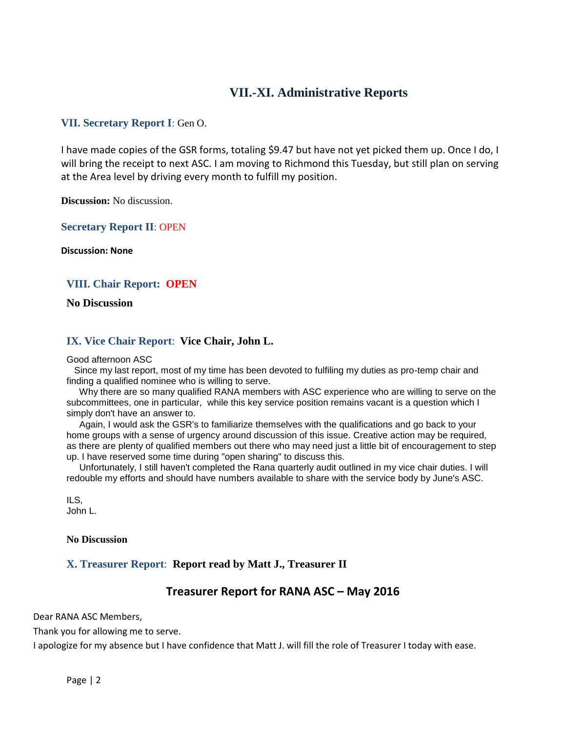# VII.-XI. Administrative Reports

### VII. Secretary Report I: Gen O.

I have made copies of the GSR forms, totaling $9.47 but have not yet picked them up. Once I do, I will bring the receipt to next ASC. I am moving to Richmond this Tuesday, but still plan on serving at the Area level by driving every month to fulfill my position.

**Discussion:** No discussion.

### Secretary Report II: OPEN

**Discussion: None**

### VIII. Chair Report: **OPEN**

**No Discussion**

### IX. Vice Chair Report: **Vice Chair, John L.**

Good afternoon ASC

Since my last report, most of my time has been devoted to fulfiling my duties as pro-temp chair and finding a qualified nominee who is willing to serve.

Why there are so many qualified RANA members with ASC experience who are willing to serve on the subcommittees, one in particular, while this key service position remains vacant is a question which I simply don't have an answer to.

Again, I would ask the GSR's to familiarize themselves with the qualifications and go back to your home groups with a sense of urgency around discussion of this issue. Creative action may be required, as there are plenty of qualified members out there who may need just a little bit of encouragement to step up. I have reserved some time during "open sharing" to discuss this.

Unfortunately, I still haven't completed the Rana quarterly audit outlined in my vice chair duties. I will redouble my efforts and should have numbers available to share with the service body by June's ASC.

ILS,
John L.

**No Discussion**

### X. Treasurer Report: **Report read by Matt J., Treasurer II**

## Treasurer Report for RANA ASC – May 2016

Dear RANA ASC Members,

Thank you for allowing me to serve.

I apologize for my absence but I have confidence that Matt J. will fill the role of Treasurer I today with ease.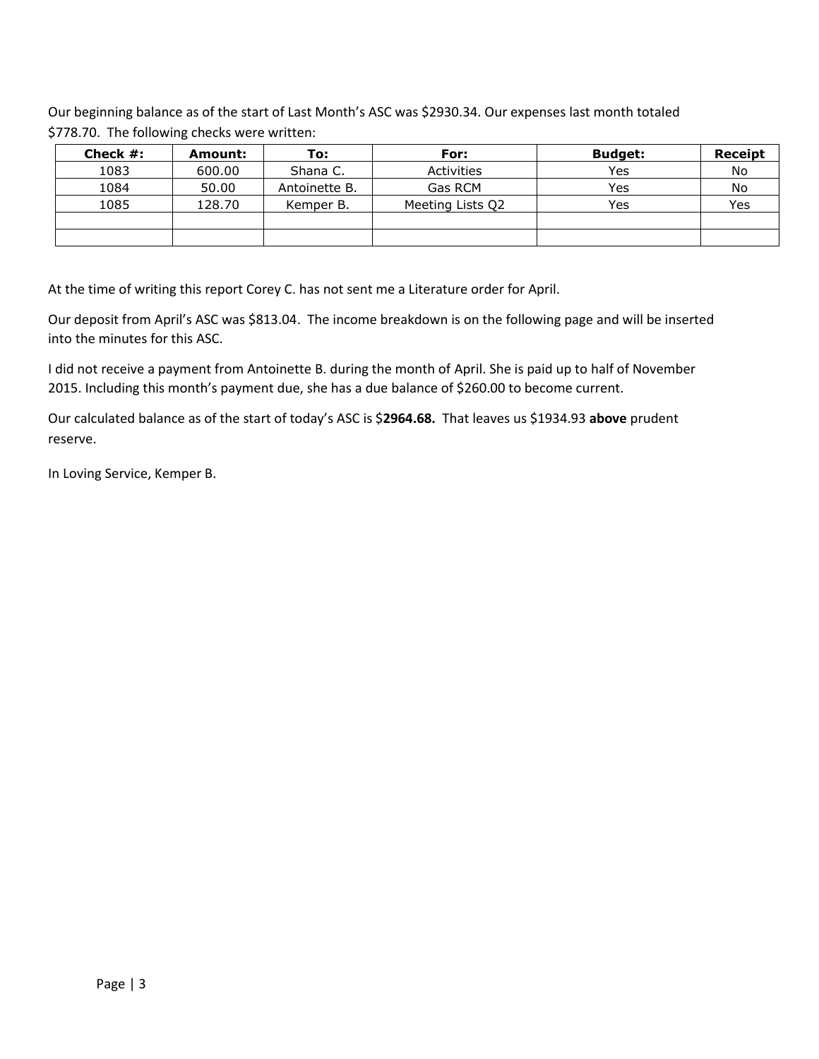Our beginning balance as of the start of Last Month's ASC was $2930.34. Our expenses last month totaled $778.70. The following checks were written:

| Check #: | Amount: | To: | For: | Budget: | Receipt |
|---|---|---|---|---|---|
| 1083 | 600.00 | Shana C. | Activities | Yes | No |
| 1084 | 50.00 | Antoinette B. | Gas RCM | Yes | No |
| 1085 | 128.70 | Kemper B. | Meeting Lists Q2 | Yes | Yes |
| | | | | | |
| | | | | | |

At the time of writing this report Corey C. has not sent me a Literature order for April.

Our deposit from April's ASC was $813.04. The income breakdown is on the following page and will be inserted into the minutes for this ASC.

I did not receive a payment from Antoinette B. during the month of April. She is paid up to half of November 2015. Including this month's payment due, she has a due balance of $260.00 to become current.

Our calculated balance as of the start of today's ASC is $**2964.68.** That leaves us $1934.93 **above** prudent reserve.

In Loving Service, Kemper B.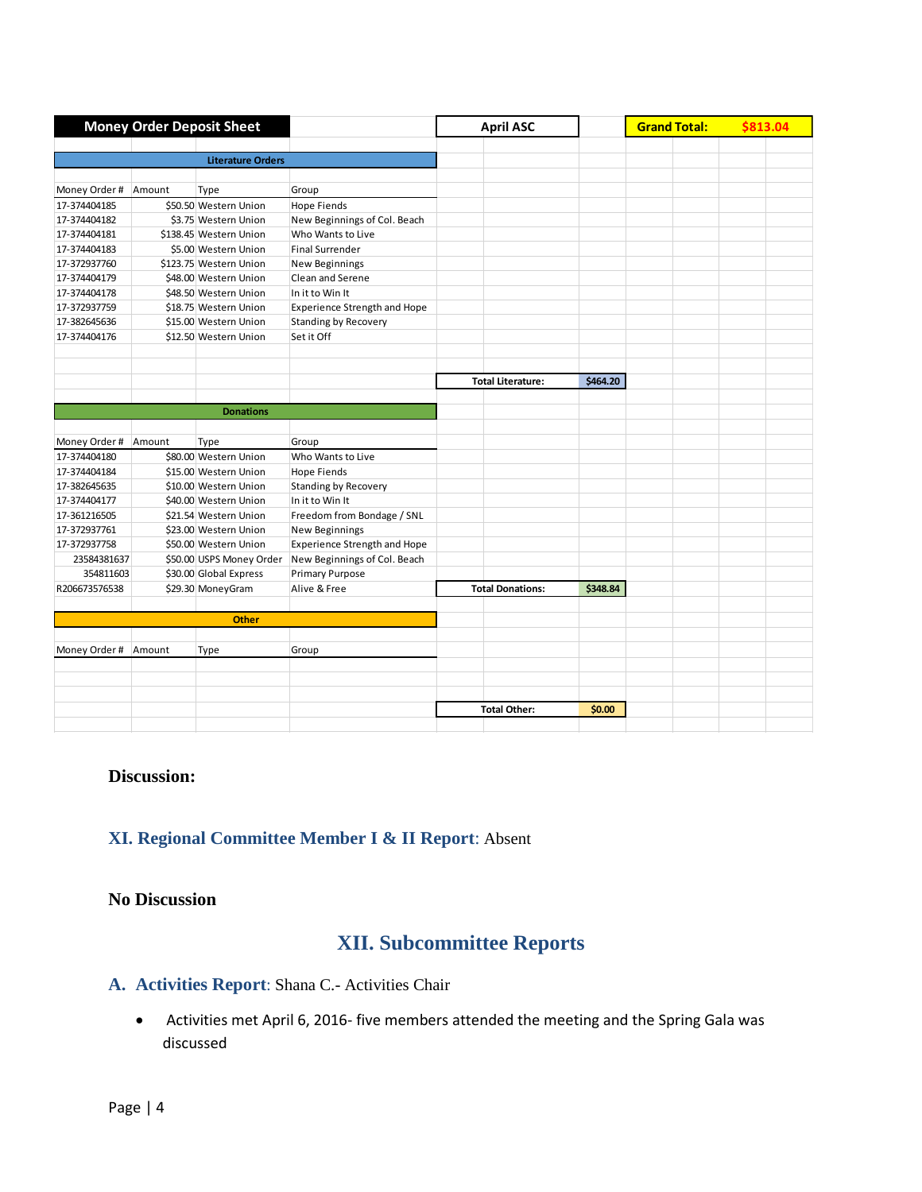| Money Order Deposit Sheet | | | | April ASC | | Grand Total: | $813.04 |
|---|---|---|---|---|---|---|---|
| **Literature Orders** | | | | | | | |
| Money Order # | Amount | Type | Group | | | | |
| 17-374404185 | $50.50 | Western Union | Hope Fiends | | | | |
| 17-374404182 | $3.75 | Western Union | New Beginnings of Col. Beach | | | | |
| 17-374404181 | $138.45 | Western Union | Who Wants to Live | | | | |
| 17-374404183 | $5.00 | Western Union | Final Surrender | | | | |
| 17-372937760 | $123.75 | Western Union | New Beginnings | | | | |
| 17-374404179 | $48.00 | Western Union | Clean and Serene | | | | |
| 17-374404178 | $48.50 | Western Union | In it to Win It | | | | |
| 17-372937759 | $18.75 | Western Union | Experience Strength and Hope | | | | |
| 17-382645636 | $15.00 | Western Union | Standing by Recovery | | | | |
| 17-374404176 | $12.50 | Western Union | Set it Off | | | | |
| | | | | Total Literature: | $464.20 | | |
| **Donations** | | | | | | | |
| Money Order # | Amount | Type | Group | | | | |
| 17-374404180 | $80.00 | Western Union | Who Wants to Live | | | | |
| 17-374404184 | $15.00 | Western Union | Hope Fiends | | | | |
| 17-382645635 | $10.00 | Western Union | Standing by Recovery | | | | |
| 17-374404177 | $40.00 | Western Union | In it to Win It | | | | |
| 17-361216505 | $21.54 | Western Union | Freedom from Bondage / SNL | | | | |
| 17-372937761 | $23.00 | Western Union | New Beginnings | | | | |
| 17-372937758 | $50.00 | Western Union | Experience Strength and Hope | | | | |
| 23584381637 | $50.00 | USPS Money Order | New Beginnings of Col. Beach | | | | |
| 354811603 | $30.00 | Global Express | Primary Purpose | | | | |
| R206673576538 | $29.30 | MoneyGram | Alive & Free | Total Donations: | $348.84 | | |
| **Other** | | | | | | | |
| Money Order # | Amount | Type | Group | | | | |
| | | | | Total Other: | $0.00 | | |

**Discussion:**

## XI. Regional Committee Member I & II Report: Absent

**No Discussion**

# XII. Subcommittee Reports

## A. Activities Report: Shana C.- Activities Chair

- Activities met April 6, 2016- five members attended the meeting and the Spring Gala was discussed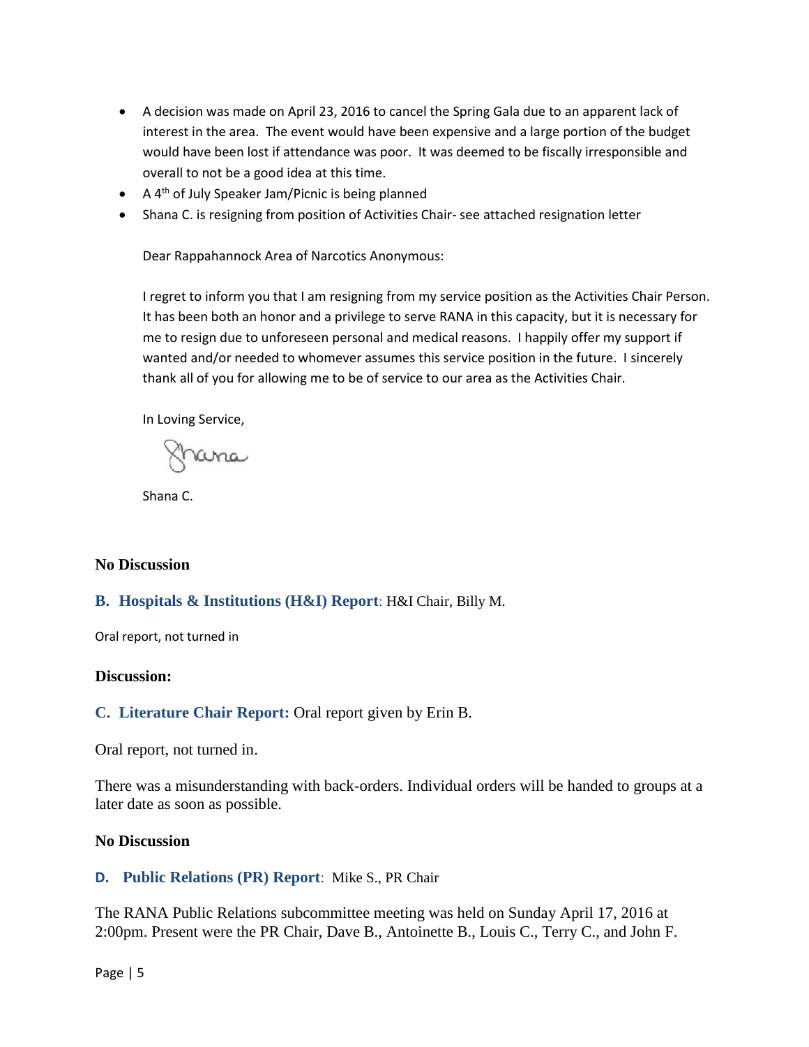- A decision was made on April 23, 2016 to cancel the Spring Gala due to an apparent lack of interest in the area. The event would have been expensive and a large portion of the budget would have been lost if attendance was poor. It was deemed to be fiscally irresponsible and overall to not be a good idea at this time.
- A 4th of July Speaker Jam/Picnic is being planned
- Shana C. is resigning from position of Activities Chair- see attached resignation letter

Dear Rappahannock Area of Narcotics Anonymous:

I regret to inform you that I am resigning from my service position as the Activities Chair Person. It has been both an honor and a privilege to serve RANA in this capacity, but it is necessary for me to resign due to unforeseen personal and medical reasons. I happily offer my support if wanted and/or needed to whomever assumes this service position in the future. I sincerely thank all of you for allowing me to be of service to our area as the Activities Chair.

In Loving Service,

Shana

Shana C.

**No Discussion**

### B. Hospitals & Institutions (H&I) Report: H&I Chair, Billy M.

Oral report, not turned in

**Discussion:**

### C. Literature Chair Report: Oral report given by Erin B.

Oral report, not turned in.

There was a misunderstanding with back-orders. Individual orders will be handed to groups at a later date as soon as possible.

**No Discussion**

### D. Public Relations (PR) Report: Mike S., PR Chair

The RANA Public Relations subcommittee meeting was held on Sunday April 17, 2016 at 2:00pm. Present were the PR Chair, Dave B., Antoinette B., Louis C., Terry C., and John F.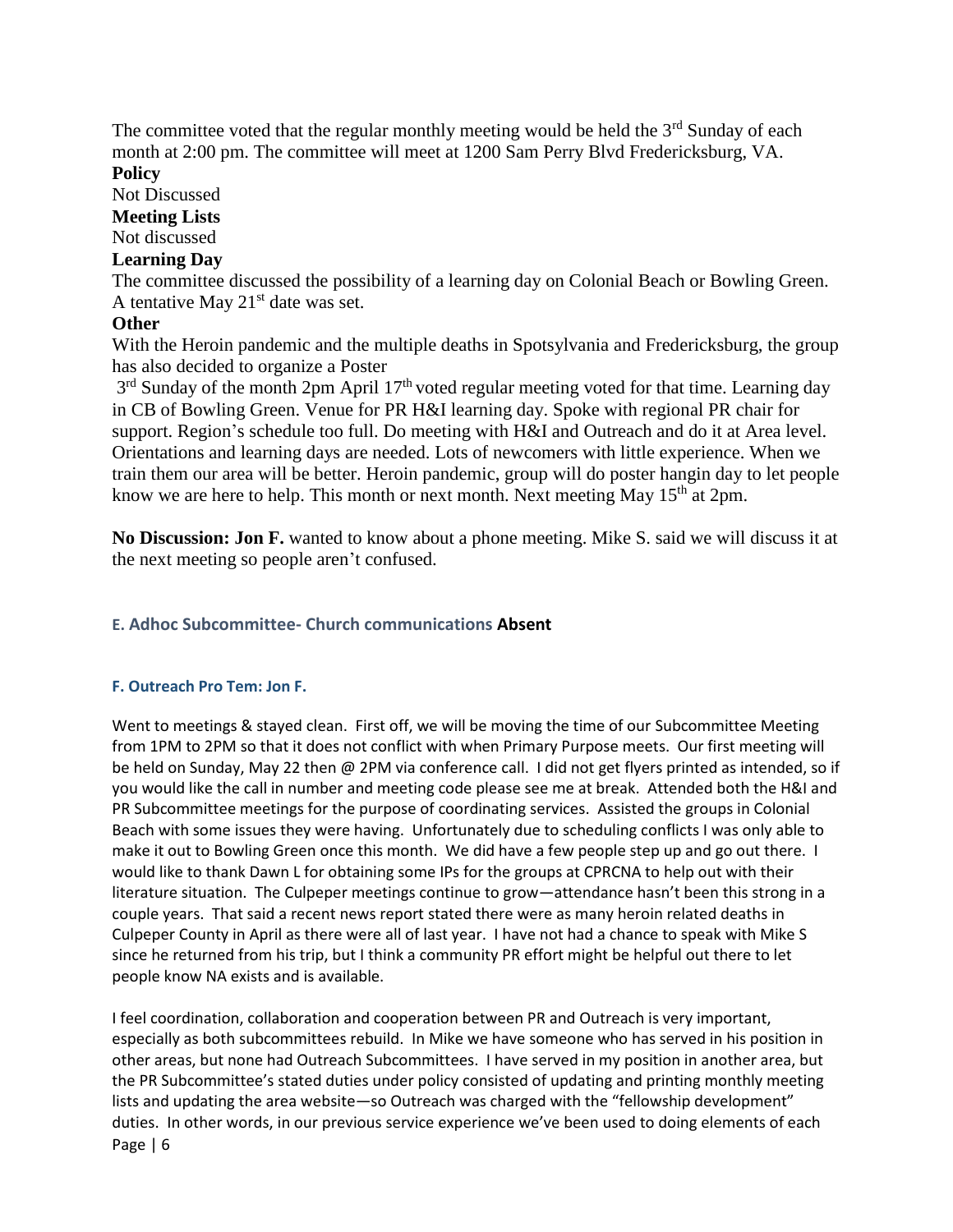The committee voted that the regular monthly meeting would be held the 3rd Sunday of each month at 2:00 pm. The committee will meet at 1200 Sam Perry Blvd Fredericksburg, VA.

**Policy**

Not Discussed

**Meeting Lists**

Not discussed

**Learning Day**

The committee discussed the possibility of a learning day on Colonial Beach or Bowling Green. A tentative May 21st date was set.

**Other**

With the Heroin pandemic and the multiple deaths in Spotsylvania and Fredericksburg, the group has also decided to organize a Poster

3rd Sunday of the month 2pm April 17th voted regular meeting voted for that time. Learning day in CB of Bowling Green. Venue for PR H&I learning day. Spoke with regional PR chair for support. Region's schedule too full. Do meeting with H&I and Outreach and do it at Area level. Orientations and learning days are needed. Lots of newcomers with little experience. When we train them our area will be better. Heroin pandemic, group will do poster hangin day to let people know we are here to help. This month or next month. Next meeting May 15th at 2pm.

**No Discussion: Jon F.** wanted to know about a phone meeting. Mike S. said we will discuss it at the next meeting so people aren't confused.

### E. Adhoc Subcommittee- Church communications **Absent**

#### F. Outreach Pro Tem: Jon F.

Went to meetings & stayed clean. First off, we will be moving the time of our Subcommittee Meeting from 1PM to 2PM so that it does not conflict with when Primary Purpose meets. Our first meeting will be held on Sunday, May 22 then @ 2PM via conference call. I did not get flyers printed as intended, so if you would like the call in number and meeting code please see me at break. Attended both the H&I and PR Subcommittee meetings for the purpose of coordinating services. Assisted the groups in Colonial Beach with some issues they were having. Unfortunately due to scheduling conflicts I was only able to make it out to Bowling Green once this month. We did have a few people step up and go out there. I would like to thank Dawn L for obtaining some IPs for the groups at CPRCNA to help out with their literature situation. The Culpeper meetings continue to grow—attendance hasn't been this strong in a couple years. That said a recent news report stated there were as many heroin related deaths in Culpeper County in April as there were all of last year. I have not had a chance to speak with Mike S since he returned from his trip, but I think a community PR effort might be helpful out there to let people know NA exists and is available.

I feel coordination, collaboration and cooperation between PR and Outreach is very important, especially as both subcommittees rebuild. In Mike we have someone who has served in his position in other areas, but none had Outreach Subcommittees. I have served in my position in another area, but the PR Subcommittee's stated duties under policy consisted of updating and printing monthly meeting lists and updating the area website—so Outreach was charged with the "fellowship development" duties. In other words, in our previous service experience we've been used to doing elements of each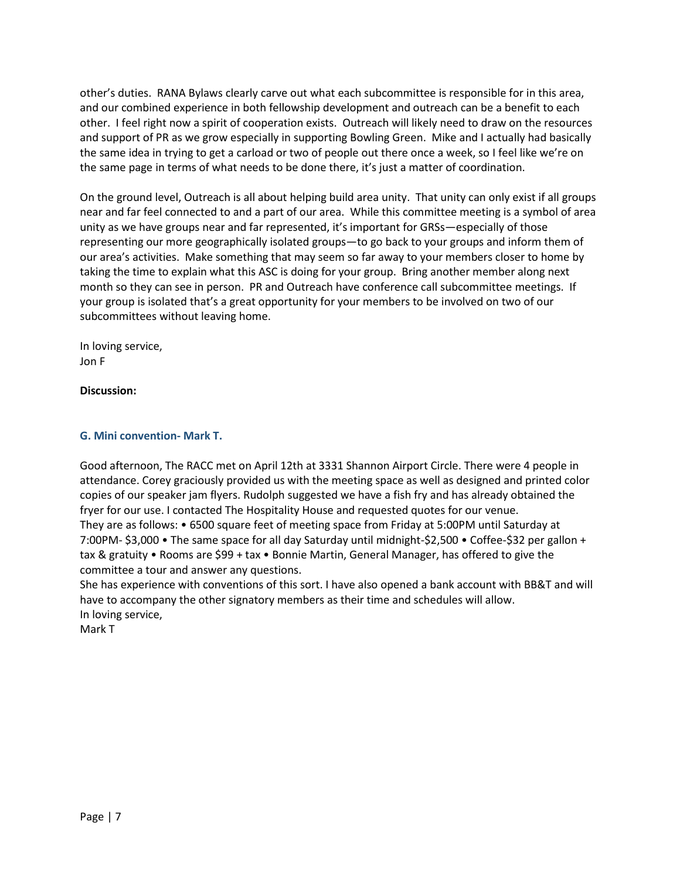other's duties. RANA Bylaws clearly carve out what each subcommittee is responsible for in this area, and our combined experience in both fellowship development and outreach can be a benefit to each other. I feel right now a spirit of cooperation exists. Outreach will likely need to draw on the resources and support of PR as we grow especially in supporting Bowling Green. Mike and I actually had basically the same idea in trying to get a carload or two of people out there once a week, so I feel like we're on the same page in terms of what needs to be done there, it's just a matter of coordination.

On the ground level, Outreach is all about helping build area unity. That unity can only exist if all groups near and far feel connected to and a part of our area. While this committee meeting is a symbol of area unity as we have groups near and far represented, it's important for GRSs—especially of those representing our more geographically isolated groups—to go back to your groups and inform them of our area's activities. Make something that may seem so far away to your members closer to home by taking the time to explain what this ASC is doing for your group. Bring another member along next month so they can see in person. PR and Outreach have conference call subcommittee meetings. If your group is isolated that's a great opportunity for your members to be involved on two of our subcommittees without leaving home.

In loving service,
Jon F

**Discussion:**

### G. Mini convention- Mark T.

Good afternoon, The RACC met on April 12th at 3331 Shannon Airport Circle. There were 4 people in attendance. Corey graciously provided us with the meeting space as well as designed and printed color copies of our speaker jam flyers. Rudolph suggested we have a fish fry and has already obtained the fryer for our use. I contacted The Hospitality House and requested quotes for our venue.
They are as follows: • 6500 square feet of meeting space from Friday at 5:00PM until Saturday at 7:00PM- $3,000 • The same space for all day Saturday until midnight-$2,500 • Coffee-$32 per gallon + tax & gratuity • Rooms are $99 + tax • Bonnie Martin, General Manager, has offered to give the committee a tour and answer any questions.
She has experience with conventions of this sort. I have also opened a bank account with BB&T and will have to accompany the other signatory members as their time and schedules will allow.
In loving service,
Mark T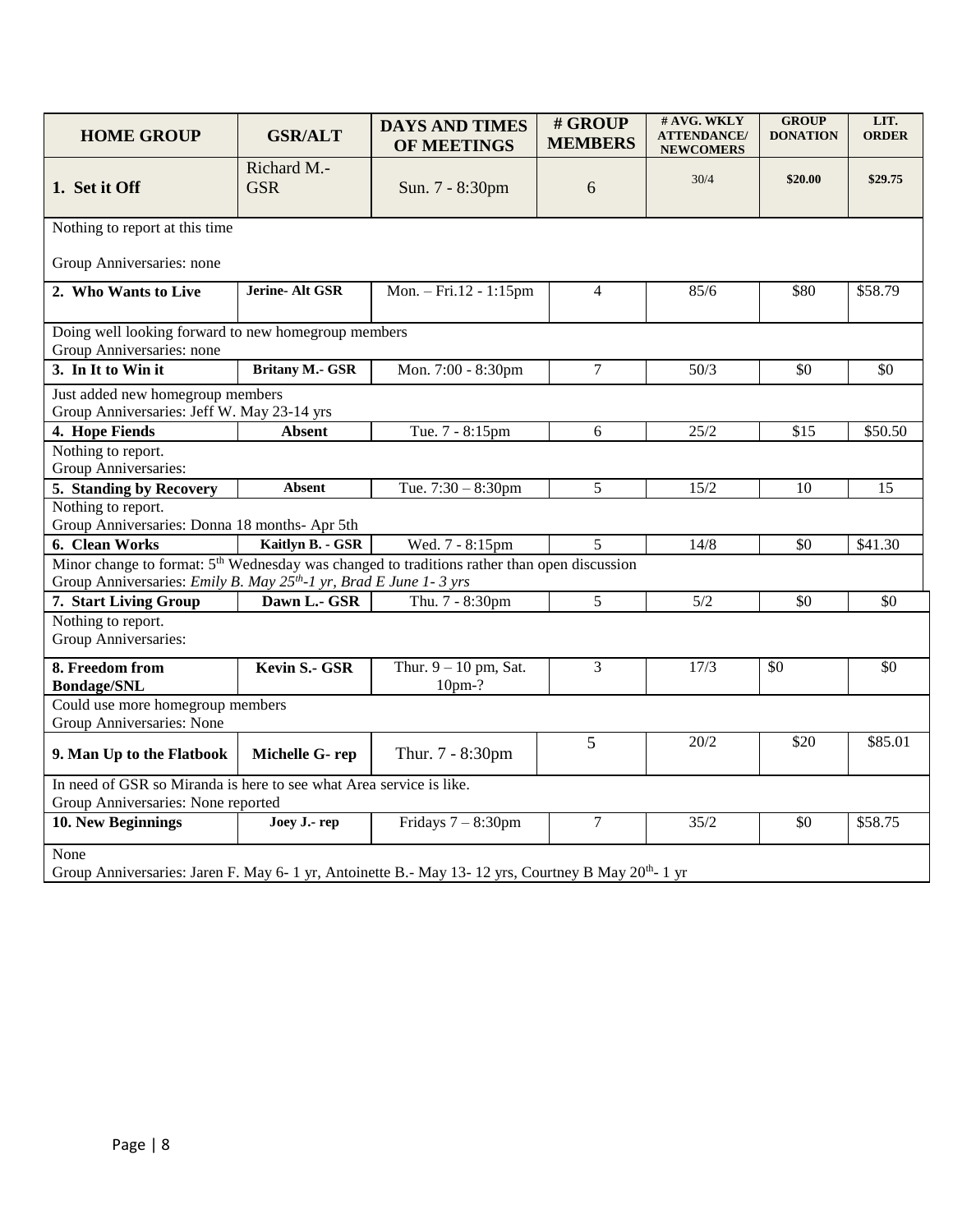| HOME GROUP | GSR/ALT | DAYS AND TIMES OF MEETINGS | # GROUP MEMBERS | # AVG. WKLY ATTENDANCE/ NEWCOMERS | GROUP DONATION | LIT. ORDER |
|---|---|---|---|---|---|---|
| **1. Set it Off** | Richard M.- GSR | Sun. 7 - 8:30pm | 6 | 30/4 | **$20.00** | **$29.75** |
| Nothing to report at this time<br><br>Group Anniversaries: none | | | | | | |
| **2. Who Wants to Live** | **Jerine- Alt GSR** | Mon. – Fri.12 - 1:15pm | 4 | 85/6 | $80 | $58.79 |
| Doing well looking forward to new homegroup members<br>Group Anniversaries: none | | | | | | |
| **3. In It to Win it** | **Britany M.- GSR** | Mon. 7:00 - 8:30pm | 7 | 50/3 | $0 | $0 |
| Just added new homegroup members<br>Group Anniversaries: Jeff W. May 23-14 yrs | | | | | | |
| **4. Hope Fiends** | **Absent** | Tue. 7 - 8:15pm | 6 | 25/2 | $15 | $50.50 |
| Nothing to report.<br>Group Anniversaries: | | | | | | |
| **5. Standing by Recovery** | **Absent** | Tue. 7:30 – 8:30pm | 5 | 15/2 | 10 | 15 |
| Nothing to report.<br>Group Anniversaries: Donna 18 months- Apr 5th | | | | | | |
| **6. Clean Works** | **Kaitlyn B. - GSR** | Wed. 7 - 8:15pm | 5 | 14/8 | $0 | $41.30 |
| Minor change to format: 5th Wednesday was changed to traditions rather than open discussion<br>Group Anniversaries: *Emily B. May 25th-1 yr, Brad E June 1- 3 yrs* | | | | | | |
| **7. Start Living Group** | **Dawn L.- GSR** | Thu. 7 - 8:30pm | 5 | 5/2 | $0 | $0 |
| Nothing to report.<br>Group Anniversaries: | | | | | | |
| **8. Freedom from Bondage/SNL** | **Kevin S.- GSR** | Thur. 9 – 10 pm, Sat. 10pm-? | 3 | 17/3 | $0 | $0 |
| Could use more homegroup members<br>Group Anniversaries: None | | | | | | |
| **9. Man Up to the Flatbook** | **Michelle G- rep** | Thur. 7 - 8:30pm | 5 | 20/2 | $20 | $85.01 |
| In need of GSR so Miranda is here to see what Area service is like.<br>Group Anniversaries: None reported | | | | | | |
| **10. New Beginnings** | **Joey J.- rep** | Fridays 7 – 8:30pm | 7 | 35/2 | $0 | $58.75 |
| None<br>Group Anniversaries: Jaren F. May 6- 1 yr, Antoinette B.- May 13- 12 yrs, Courtney B May 20th- 1 yr | | | | | | |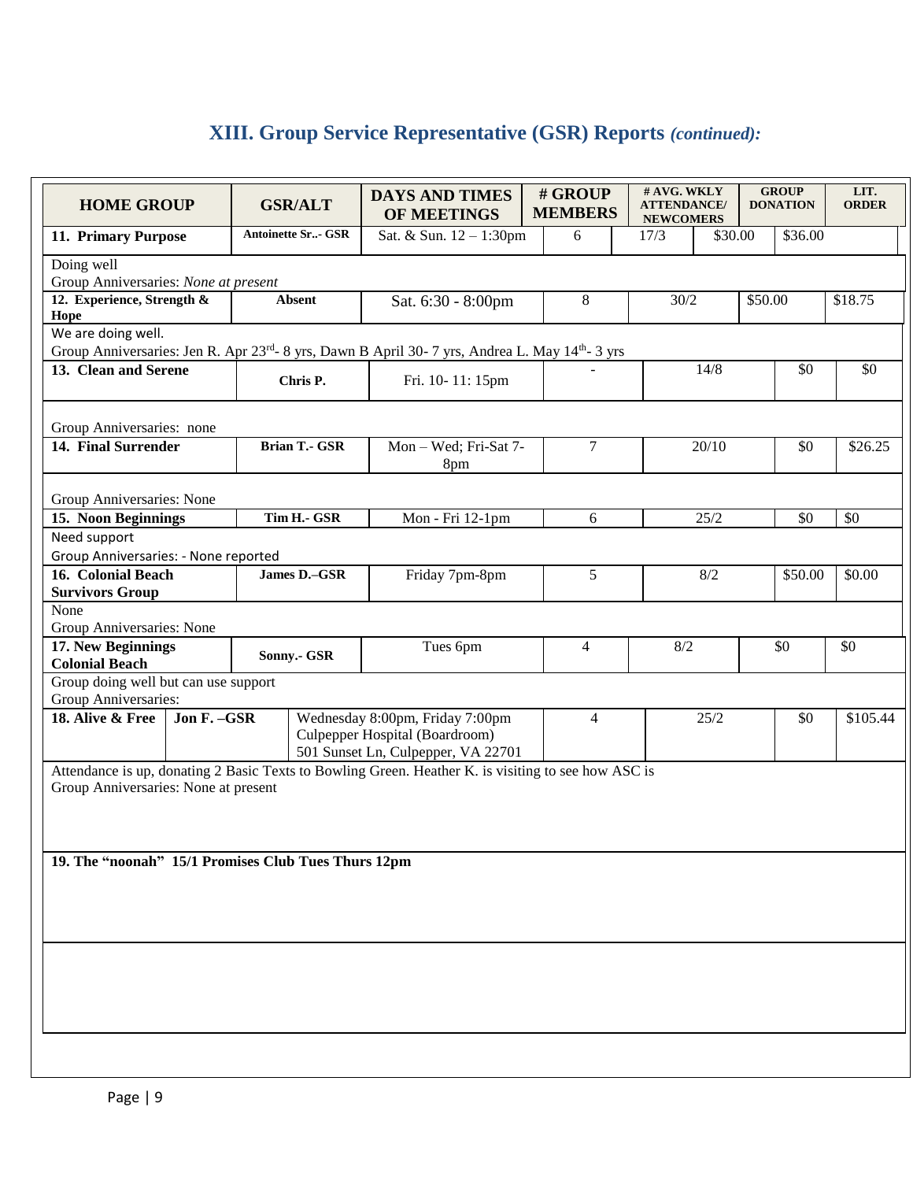# XIII. Group Service Representative (GSR) Reports *(continued):*

| HOME GROUP | GSR/ALT | DAYS AND TIMES OF MEETINGS | # GROUP MEMBERS | # AVG. WKLY ATTENDANCE/ NEWCOMERS | GROUP DONATION | LIT. ORDER |
|---|---|---|---|---|---|---|
| **11. Primary Purpose** | **Antoinette Sr..- GSR** | Sat. & Sun. 12 – 1:30pm | 6 | 17/3 | $30.00 | $36.00 |
| Doing well<br>Group Anniversaries: *None at present* | | | | | | |
| **12. Experience, Strength & Hope** | **Absent** | Sat. 6:30 - 8:00pm | 8 | 30/2 | $50.00 | $18.75 |
| We are doing well.<br>Group Anniversaries: Jen R. Apr 23rd- 8 yrs, Dawn B April 30- 7 yrs, Andrea L. May 14th- 3 yrs | | | | | | |
| **13. Clean and Serene** | **Chris P.** | Fri. 10- 11: 15pm | - | 14/8 | $0 | $0 |
| Group Anniversaries: none | | | | | | |
| **14. Final Surrender** | **Brian T.- GSR** | Mon – Wed; Fri-Sat 7-8pm | 7 | 20/10 | $0 | $26.25 |
| Group Anniversaries: None | | | | | | |
| **15. Noon Beginnings** | **Tim H.- GSR** | Mon - Fri 12-1pm | 6 | 25/2 | $0 | $0 |
| Need support<br>Group Anniversaries: - None reported | | | | | | |
| **16. Colonial Beach Survivors Group** | **James D.–GSR** | Friday 7pm-8pm | 5 | 8/2 | $50.00 | $0.00 |
| None<br>Group Anniversaries: None | | | | | | |
| **17. New Beginnings Colonial Beach** | **Sonny.- GSR** | Tues 6pm | 4 | 8/2 | $0 | $0 |
| Group doing well but can use support<br>Group Anniversaries: | | | | | | |
| **18. Alive & Free** | **Jon F. –GSR** | Wednesday 8:00pm, Friday 7:00pm<br>Culpepper Hospital (Boardroom)<br>501 Sunset Ln, Culpepper, VA 22701 | 4 | 25/2 | $0 | $105.44 |
| Attendance is up, donating 2 Basic Texts to Bowling Green. Heather K. is visiting to see how ASC is<br>Group Anniversaries: None at present | | | | | | |
| **19. The "noonah" 15/1 Promises Club Tues Thurs 12pm** | | | | | | |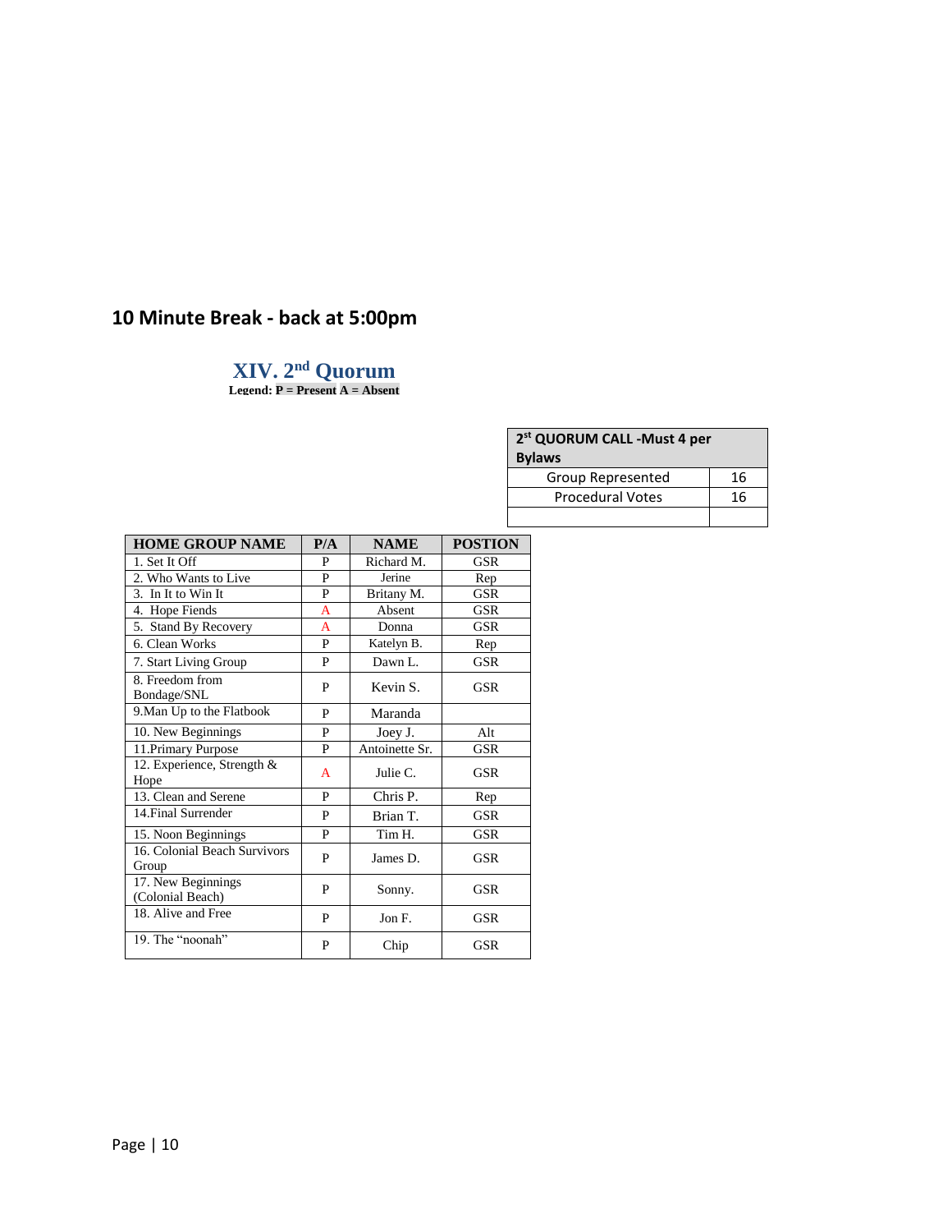**10 Minute Break - back at 5:00pm**

## XIV. 2nd Quorum

**Legend: P = Present A = Absent**

| 2st QUORUM CALL -Must 4 per Bylaws | |
|---|---|
| Group Represented | 16 |
| Procedural Votes | 16 |
| | |

| HOME GROUP NAME | P/A | NAME | POSTION |
|---|---|---|---|
| 1. Set It Off | P | Richard M. | GSR |
| 2. Who Wants to Live | P | Jerine | Rep |
| 3. In It to Win It | P | Britany M. | GSR |
| 4. Hope Fiends | A | Absent | GSR |
| 5. Stand By Recovery | A | Donna | GSR |
| 6. Clean Works | P | Katelyn B. | Rep |
| 7. Start Living Group | P | Dawn L. | GSR |
| 8. Freedom from Bondage/SNL | P | Kevin S. | GSR |
| 9.Man Up to the Flatbook | P | Maranda | |
| 10. New Beginnings | P | Joey J. | Alt |
| 11.Primary Purpose | P | Antoinette Sr. | GSR |
| 12. Experience, Strength & Hope | A | Julie C. | GSR |
| 13. Clean and Serene | P | Chris P. | Rep |
| 14.Final Surrender | P | Brian T. | GSR |
| 15. Noon Beginnings | P | Tim H. | GSR |
| 16. Colonial Beach Survivors Group | P | James D. | GSR |
| 17. New Beginnings (Colonial Beach) | P | Sonny. | GSR |
| 18. Alive and Free | P | Jon F. | GSR |
| 19. The "noonah" | P | Chip | GSR |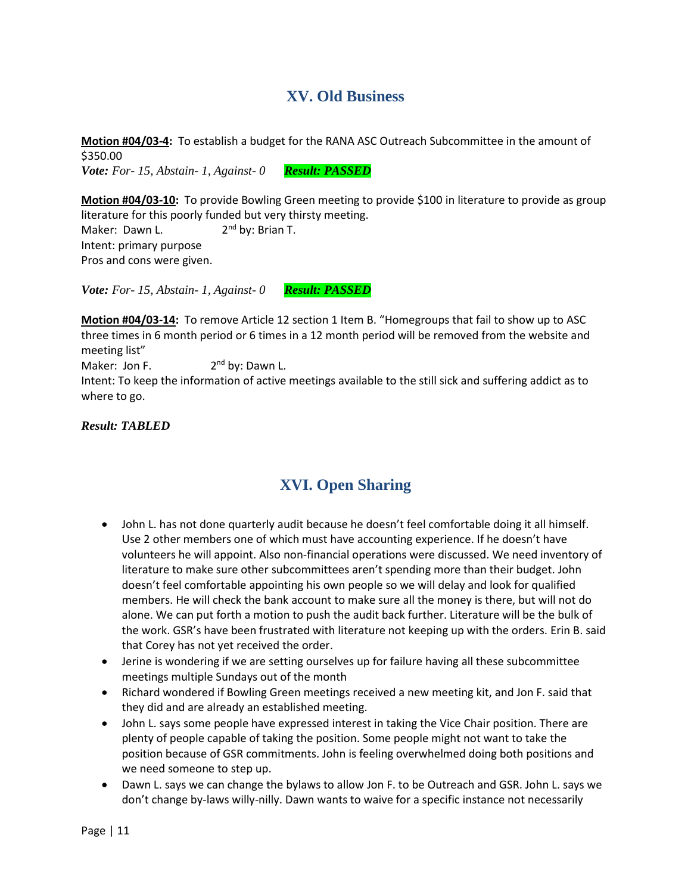## XV. Old Business

**Motion #04/03-4:** To establish a budget for the RANA ASC Outreach Subcommittee in the amount of $350.00
***Vote:*** *For- 15, Abstain- 1, Against- 0* ***Result: PASSED***

**Motion #04/03-10:** To provide Bowling Green meeting to provide $100 in literature to provide as group literature for this poorly funded but very thirsty meeting.
Maker: Dawn L. 2nd by: Brian T.
Intent: primary purpose
Pros and cons were given.

***Vote:*** *For- 15, Abstain- 1, Against- 0* ***Result: PASSED***

**Motion #04/03-14:** To remove Article 12 section 1 Item B. "Homegroups that fail to show up to ASC three times in 6 month period or 6 times in a 12 month period will be removed from the website and meeting list"
Maker: Jon F. 2nd by: Dawn L.
Intent: To keep the information of active meetings available to the still sick and suffering addict as to where to go.

***Result: TABLED***

## XVI. Open Sharing

- John L. has not done quarterly audit because he doesn't feel comfortable doing it all himself. Use 2 other members one of which must have accounting experience. If he doesn't have volunteers he will appoint. Also non-financial operations were discussed. We need inventory of literature to make sure other subcommittees aren't spending more than their budget. John doesn't feel comfortable appointing his own people so we will delay and look for qualified members. He will check the bank account to make sure all the money is there, but will not do alone. We can put forth a motion to push the audit back further. Literature will be the bulk of the work. GSR's have been frustrated with literature not keeping up with the orders. Erin B. said that Corey has not yet received the order.
- Jerine is wondering if we are setting ourselves up for failure having all these subcommittee meetings multiple Sundays out of the month
- Richard wondered if Bowling Green meetings received a new meeting kit, and Jon F. said that they did and are already an established meeting.
- John L. says some people have expressed interest in taking the Vice Chair position. There are plenty of people capable of taking the position. Some people might not want to take the position because of GSR commitments. John is feeling overwhelmed doing both positions and we need someone to step up.
- Dawn L. says we can change the bylaws to allow Jon F. to be Outreach and GSR. John L. says we don't change by-laws willy-nilly. Dawn wants to waive for a specific instance not necessarily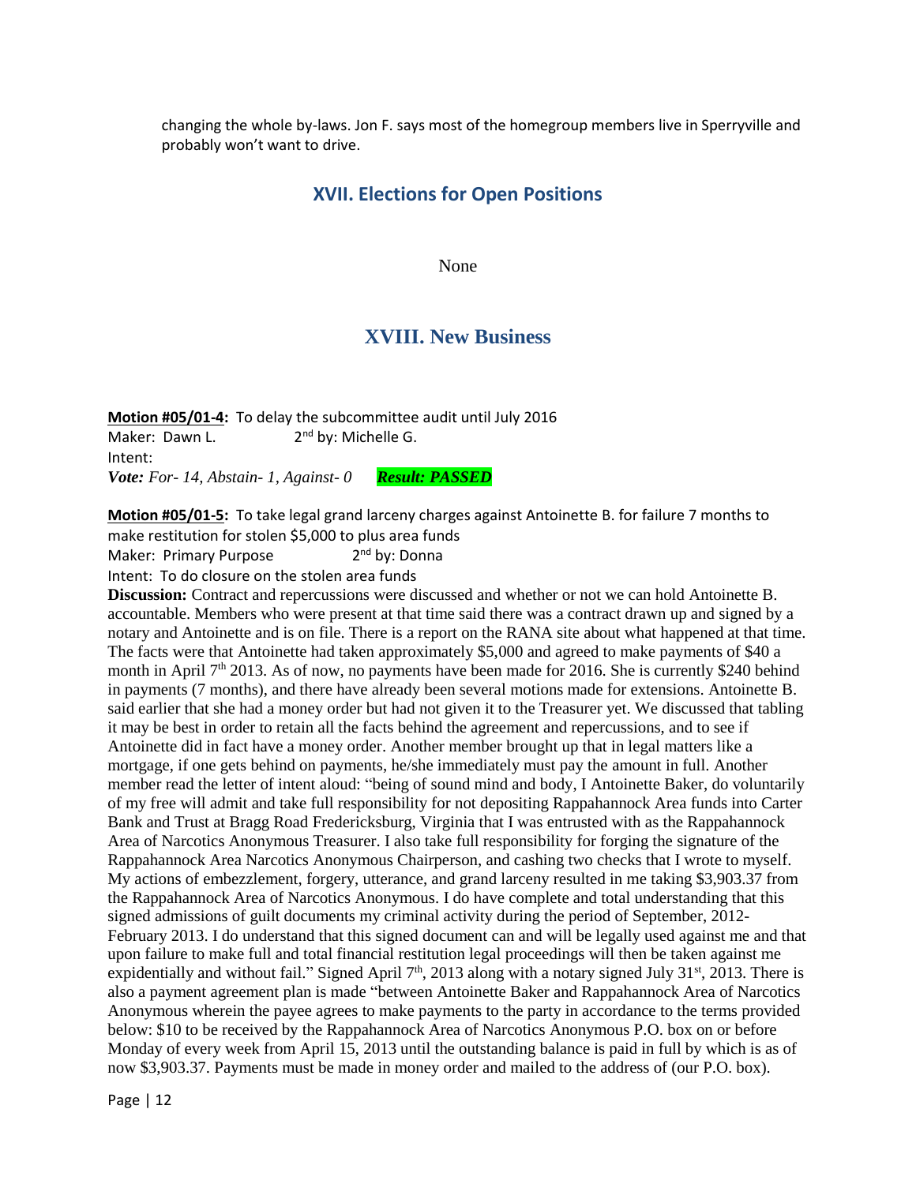changing the whole by-laws. Jon F. says most of the homegroup members live in Sperryville and probably won't want to drive.

## XVII. Elections for Open Positions

None

## XVIII. New Business

**Motion #05/01-4:** To delay the subcommittee audit until July 2016
Maker: Dawn L. 2nd by: Michelle G.
Intent:
***Vote:** For- 14, Abstain- 1, Against- 0* ***Result: PASSED***

**Motion #05/01-5:** To take legal grand larceny charges against Antoinette B. for failure 7 months to make restitution for stolen \$5,000 to plus area funds
Maker: Primary Purpose 2nd by: Donna
Intent: To do closure on the stolen area funds
**Discussion:** Contract and repercussions were discussed and whether or not we can hold Antoinette B. accountable. Members who were present at that time said there was a contract drawn up and signed by a notary and Antoinette and is on file. There is a report on the RANA site about what happened at that time. The facts were that Antoinette had taken approximately \$5,000 and agreed to make payments of \$40 a month in April 7th 2013. As of now, no payments have been made for 2016. She is currently \$240 behind in payments (7 months), and there have already been several motions made for extensions. Antoinette B. said earlier that she had a money order but had not given it to the Treasurer yet. We discussed that tabling it may be best in order to retain all the facts behind the agreement and repercussions, and to see if Antoinette did in fact have a money order. Another member brought up that in legal matters like a mortgage, if one gets behind on payments, he/she immediately must pay the amount in full. Another member read the letter of intent aloud: "being of sound mind and body, I Antoinette Baker, do voluntarily of my free will admit and take full responsibility for not depositing Rappahannock Area funds into Carter Bank and Trust at Bragg Road Fredericksburg, Virginia that I was entrusted with as the Rappahannock Area of Narcotics Anonymous Treasurer. I also take full responsibility for forging the signature of the Rappahannock Area Narcotics Anonymous Chairperson, and cashing two checks that I wrote to myself. My actions of embezzlement, forgery, utterance, and grand larceny resulted in me taking \$3,903.37 from the Rappahannock Area of Narcotics Anonymous. I do have complete and total understanding that this signed admissions of guilt documents my criminal activity during the period of September, 2012-February 2013. I do understand that this signed document can and will be legally used against me and that upon failure to make full and total financial restitution legal proceedings will then be taken against me expidentially and without fail." Signed April 7th, 2013 along with a notary signed July 31st, 2013. There is also a payment agreement plan is made "between Antoinette Baker and Rappahannock Area of Narcotics Anonymous wherein the payee agrees to make payments to the party in accordance to the terms provided below: \$10 to be received by the Rappahannock Area of Narcotics Anonymous P.O. box on or before Monday of every week from April 15, 2013 until the outstanding balance is paid in full by which is as of now \$3,903.37. Payments must be made in money order and mailed to the address of (our P.O. box).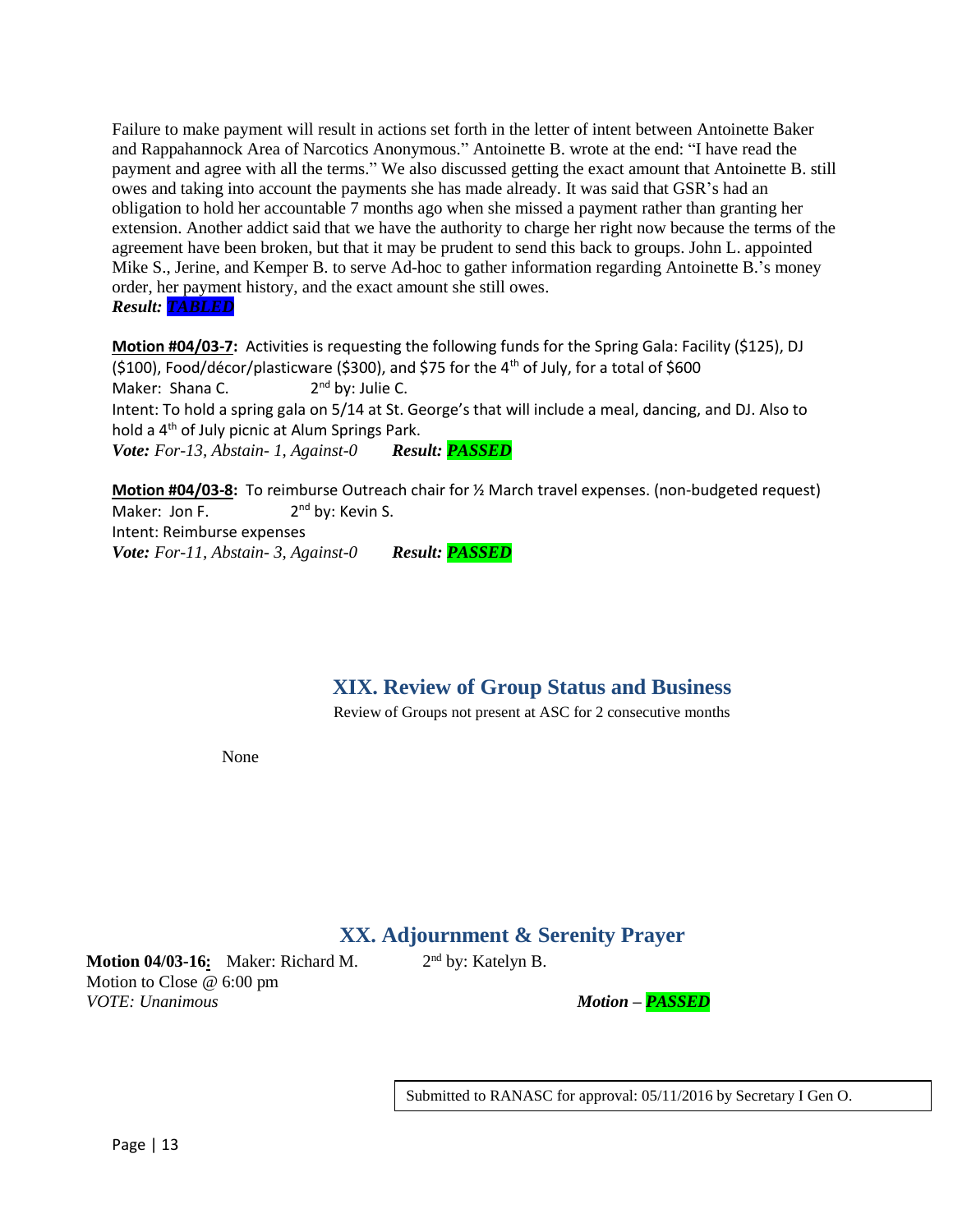Failure to make payment will result in actions set forth in the letter of intent between Antoinette Baker and Rappahannock Area of Narcotics Anonymous." Antoinette B. wrote at the end: "I have read the payment and agree with all the terms." We also discussed getting the exact amount that Antoinette B. still owes and taking into account the payments she has made already. It was said that GSR's had an obligation to hold her accountable 7 months ago when she missed a payment rather than granting her extension. Another addict said that we have the authority to charge her right now because the terms of the agreement have been broken, but that it may be prudent to send this back to groups. John L. appointed Mike S., Jerine, and Kemper B. to serve Ad-hoc to gather information regarding Antoinette B.'s money order, her payment history, and the exact amount she still owes.
***Result: TABLED***

**Motion #04/03-7:** Activities is requesting the following funds for the Spring Gala: Facility ($125), DJ ($100), Food/décor/plasticware ($300), and $75 for the 4th of July, for a total of $600
Maker: Shana C. 2nd by: Julie C.
Intent: To hold a spring gala on 5/14 at St. George's that will include a meal, dancing, and DJ. Also to hold a 4th of July picnic at Alum Springs Park.
***Vote:*** *For-13, Abstain- 1, Against-0* ***Result: PASSED***

**Motion #04/03-8:** To reimburse Outreach chair for ½ March travel expenses. (non-budgeted request)
Maker: Jon F. 2nd by: Kevin S.
Intent: Reimburse expenses
***Vote:*** *For-11, Abstain- 3, Against-0* ***Result: PASSED***

## XIX. Review of Group Status and Business

Review of Groups not present at ASC for 2 consecutive months

None

## XX. Adjournment & Serenity Prayer

**Motion 04/03-16:** Maker: Richard M. 2nd by: Katelyn B.
Motion to Close @ 6:00 pm
*VOTE: Unanimous* ***Motion – PASSED***

Submitted to RANASC for approval: 05/11/2016 by Secretary I Gen O.